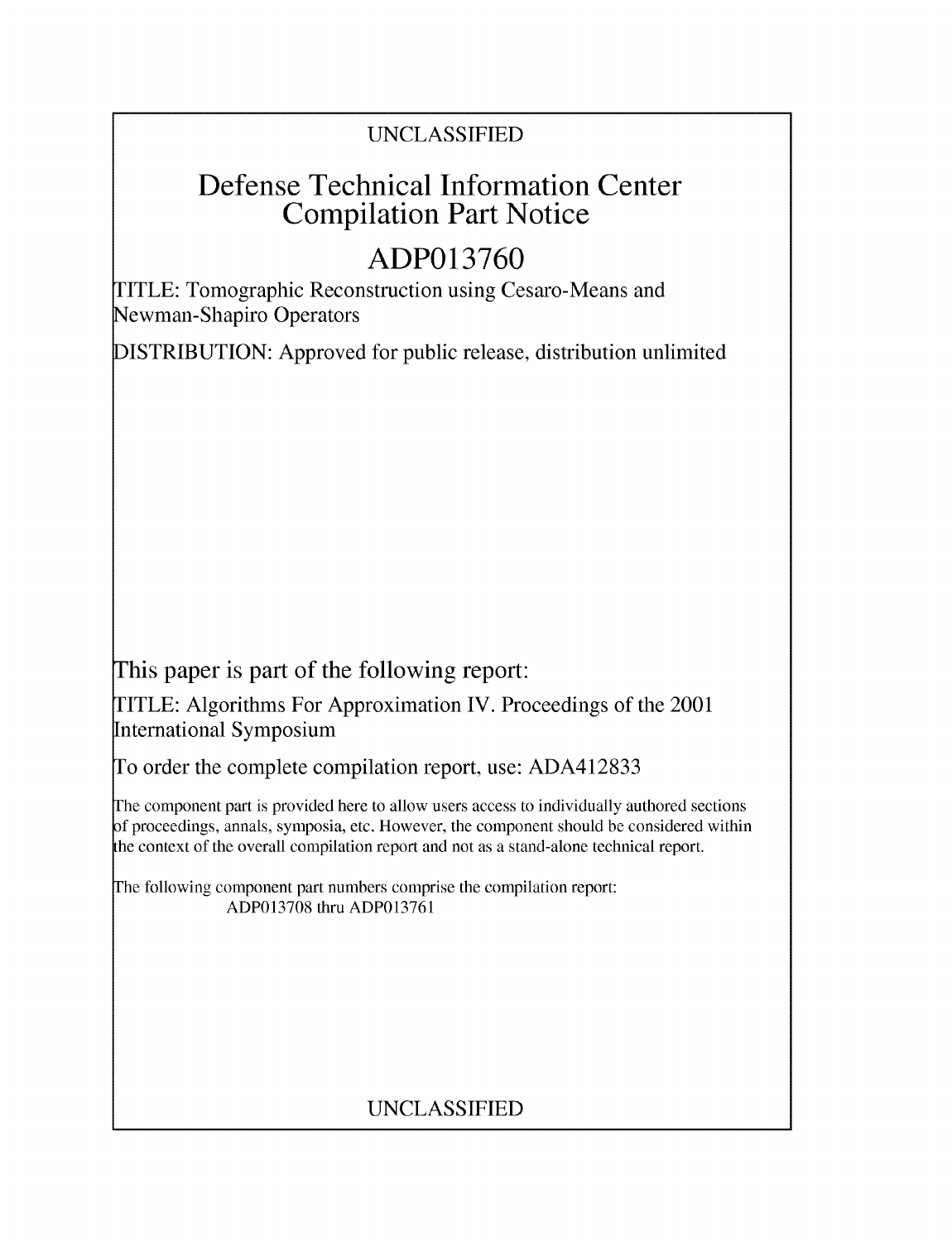UNCLASSIFIED

# Defense Technical Information Center Compilation Part Notice

## ADP013760

TITLE: Tomographic Reconstruction using Cesaro-Means and Newman-Shapiro Operators

DISTRIBUTION: Approved for public release, distribution unlimited

This paper is part of the following report:

TITLE: Algorithms For Approximation IV. Proceedings of the 2001 International Symposium

To order the complete compilation report, use: ADA412833

The component part is provided here to allow users access to individually authored sections of proceedings, annals, symposia, etc. However, the component should be considered within the context of the overall compilation report and not as a stand-alone technical report.

The following component part numbers comprise the compilation report:
ADP013708 thru ADP013761

UNCLASSIFIED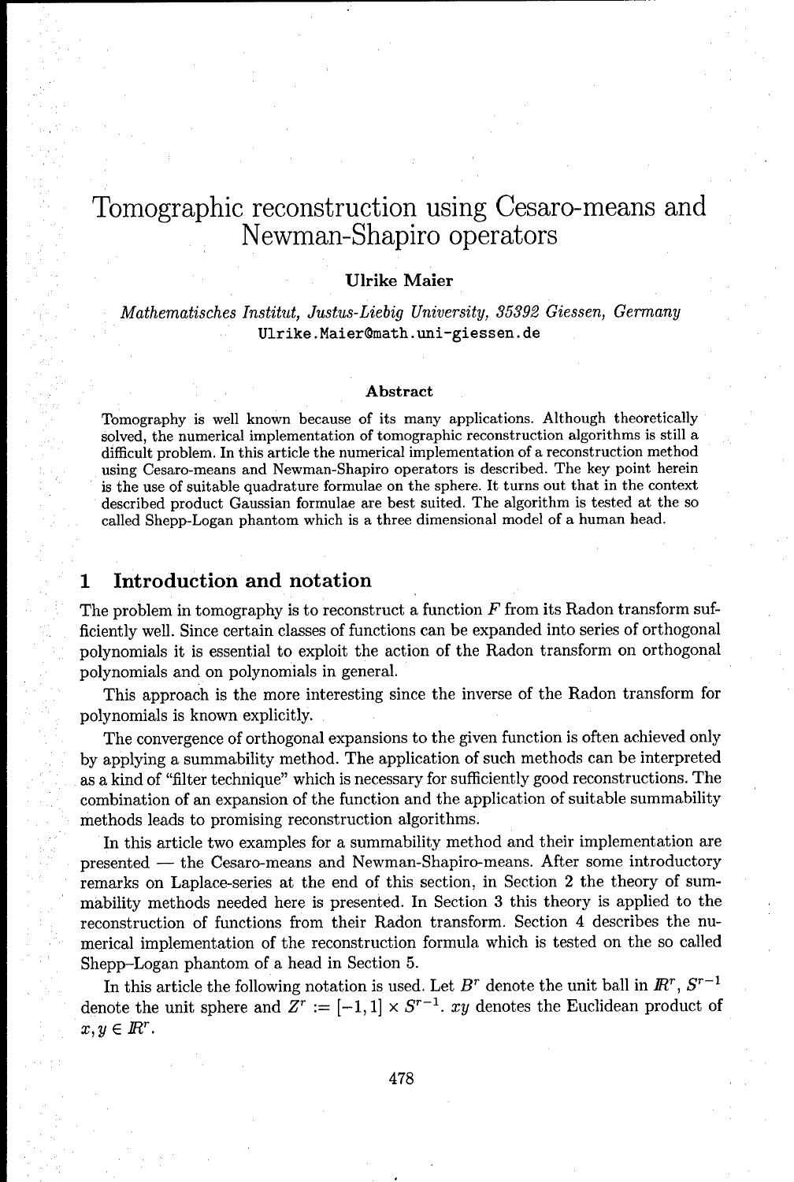# Tomographic reconstruction using Cesaro-means and Newman-Shapiro operators

**Ulrike Maier**

*Mathematisches Institut, Justus-Liebig University, 35392 Giessen, Germany*
Ulrike.Maier@math.uni-giessen.de

### Abstract

Tomography is well known because of its many applications. Although theoretically solved, the numerical implementation of tomographic reconstruction algorithms is still a difficult problem. In this article the numerical implementation of a reconstruction method using Cesaro-means and Newman-Shapiro operators is described. The key point herein is the use of suitable quadrature formulae on the sphere. It turns out that in the context described product Gaussian formulae are best suited. The algorithm is tested at the so called Shepp-Logan phantom which is a three dimensional model of a human head.

## 1 Introduction and notation

The problem in tomography is to reconstruct a function $F$ from its Radon transform sufficiently well. Since certain classes of functions can be expanded into series of orthogonal polynomials it is essential to exploit the action of the Radon transform on orthogonal polynomials and on polynomials in general.

This approach is the more interesting since the inverse of the Radon transform for polynomials is known explicitly.

The convergence of orthogonal expansions to the given function is often achieved only by applying a summability method. The application of such methods can be interpreted as a kind of "filter technique" which is necessary for sufficiently good reconstructions. The combination of an expansion of the function and the application of suitable summability methods leads to promising reconstruction algorithms.

In this article two examples for a summability method and their implementation are presented — the Cesaro-means and Newman-Shapiro-means. After some introductory remarks on Laplace-series at the end of this section, in Section 2 the theory of summability methods needed here is presented. In Section 3 this theory is applied to the reconstruction of functions from their Radon transform. Section 4 describes the numerical implementation of the reconstruction formula which is tested on the so called Shepp–Logan phantom of a head in Section 5.

In this article the following notation is used. Let $B^r$ denote the unit ball in $\mathbb{R}^r$, $S^{r-1}$ denote the unit sphere and $Z^r := [-1,1] \times S^{r-1}$. $xy$ denotes the Euclidean product of $x, y \in \mathbb{R}^r$.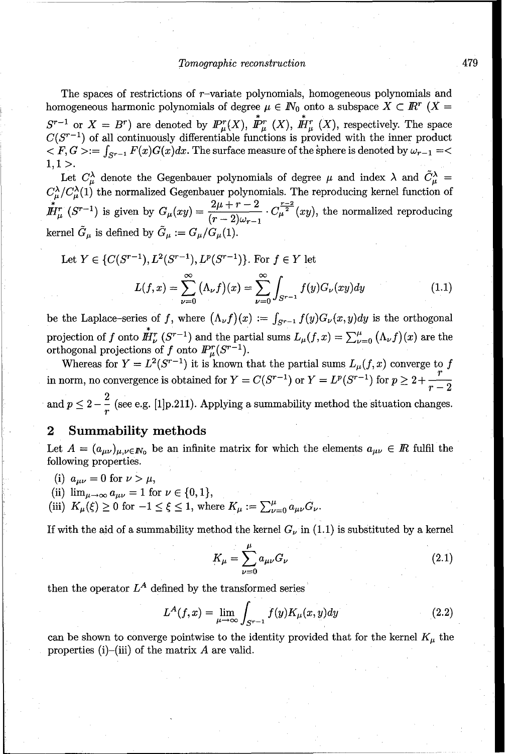The spaces of restrictions of $r$–variate polynomials, homogeneous polynomials and homogeneous harmonic polynomials of degree $\mu \in \mathbb{N}_0$ onto a subspace $X \subset \mathbb{R}^r$ ($X = S^{r-1}$ or $X = B^r$) are denoted by $\mathbb{P}_\mu^r(X)$, $\overset{*}{\mathbb{P}}{}_\mu^r(X)$, $\overset{*}{\mathbb{H}}{}_\mu^r(X)$, respectively. The space $C(S^{r-1})$ of all continuously differentiable functions is provided with the inner product $< F, G > := \int_{S^{r-1}} F(x)G(x)dx$. The surface measure of the sphere is denoted by $\omega_{r-1} =< 1, 1 >$.

Let $C_\mu^\lambda$ denote the Gegenbauer polynomials of degree $\mu$ and index $\lambda$ and $\tilde{C}_\mu^\lambda = C_\mu^\lambda / C_\mu^\lambda(1)$ the normalized Gegenbauer polynomials. The reproducing kernel function of $\overset{*}{\mathbb{H}}{}_\mu^r(S^{r-1})$ is given by $G_\mu(xy) = \dfrac{2\mu + r - 2}{(r-2)\omega_{r-1}} \cdot C_\mu^{\frac{r-2}{2}}(xy)$, the normalized reproducing kernel $\tilde{G}_\mu$ is defined by $\tilde{G}_\mu := G_\mu / G_\mu(1)$.

Let $Y \in \{C(S^{r-1}), L^2(S^{r-1}), L^p(S^{r-1})\}$. For $f \in Y$ let

$$L(f, x) = \sum_{\nu=0}^{\infty} \big(\Lambda_\nu f\big)(x) = \sum_{\nu=0}^{\infty} \int_{S^{r-1}} f(y) G_\nu(xy) dy \tag{1.1}$$

be the Laplace–series of $f$, where $\big(\Lambda_\nu f\big)(x) := \int_{S^{r-1}} f(y) G_\nu(x, y) dy$ is the orthogonal projection of $f$ onto $\overset{*}{\mathbb{H}}{}_\nu^r(S^{r-1})$ and the partial sums $L_\mu(f, x) = \sum_{\nu=0}^{\mu} \big(\Lambda_\nu f\big)(x)$ are the orthogonal projections of $f$ onto $\mathbb{P}_\mu^r(S^{r-1})$.

Whereas for $Y = L^2(S^{r-1})$ it is known that the partial sums $L_\mu(f, x)$ converge to $f$ in norm, no convergence is obtained for $Y = C(S^{r-1})$ or $Y = L^p(S^{r-1})$ for $p \geq 2 + \dfrac{r}{r-2}$ and $p \leq 2 - \dfrac{2}{r}$ (see e.g. [1]p.211). Applying a summability method the situation changes.

## 2 Summability methods

Let $A = (a_{\mu\nu})_{\mu,\nu \in \mathbb{N}_0}$ be an infinite matrix for which the elements $a_{\mu\nu} \in \mathbb{R}$ fulfil the following properties.

(i) $a_{\mu\nu} = 0$ for $\nu > \mu$,

(ii) $\lim_{\mu \to \infty} a_{\mu\nu} = 1$ for $\nu \in \{0, 1\}$,

(iii) $K_\mu(\xi) \geq 0$ for $-1 \leq \xi \leq 1$, where $K_\mu := \sum_{\nu=0}^{\mu} a_{\mu\nu} G_\nu$.

If with the aid of a summability method the kernel $G_\nu$ in (1.1) is substituted by a kernel

$$K_\mu = \sum_{\nu=0}^{\mu} a_{\mu\nu} G_\nu \tag{2.1}$$

then the operator $L^A$ defined by the transformed series

$$L^A(f, x) = \lim_{\mu \to \infty} \int_{S^{r-1}} f(y) K_\mu(x, y) dy \tag{2.2}$$

can be shown to converge pointwise to the identity provided that for the kernel $K_\mu$ the properties (i)–(iii) of the matrix $A$ are valid.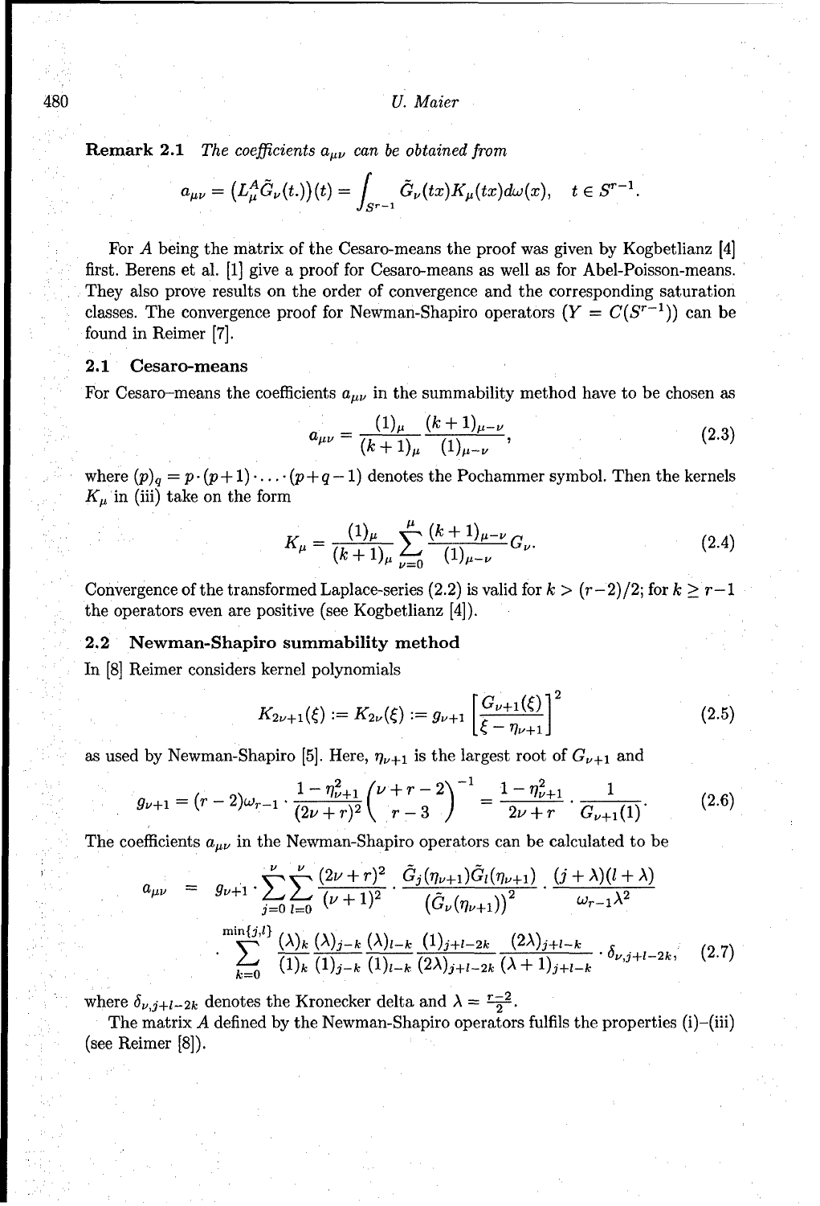**Remark 2.1** *The coefficients $a_{\mu\nu}$ can be obtained from*

$$a_{\mu\nu} = \left(L_\mu^A \tilde{G}_\nu(t.)\right)(t) = \int_{S^{r-1}} \tilde{G}_\nu(tx) K_\mu(tx) d\omega(x), \quad t \in S^{r-1}.$$

For $A$ being the matrix of the Cesaro-means the proof was given by Kogbetlianz [4] first. Berens et al. [1] give a proof for Cesaro-means as well as for Abel-Poisson-means. They also prove results on the order of convergence and the corresponding saturation classes. The convergence proof for Newman-Shapiro operators ($Y = C(S^{r-1})$) can be found in Reimer [7].

## 2.1 Cesaro-means

For Cesaro–means the coefficients $a_{\mu\nu}$ in the summability method have to be chosen as

$$a_{\mu\nu} = \frac{(1)_\mu}{(k+1)_\mu} \frac{(k+1)_{\mu-\nu}}{(1)_{\mu-\nu}}, \tag{2.3}$$

where $(p)_q = p \cdot (p+1) \cdot \ldots \cdot (p+q-1)$ denotes the Pochammer symbol. Then the kernels $K_\mu$ in (iii) take on the form

$$K_\mu = \frac{(1)_\mu}{(k+1)_\mu} \sum_{\nu=0}^{\mu} \frac{(k+1)_{\mu-\nu}}{(1)_{\mu-\nu}} G_\nu. \tag{2.4}$$

Convergence of the transformed Laplace-series (2.2) is valid for $k > (r-2)/2$; for $k \geq r-1$ the operators even are positive (see Kogbetlianz [4]).

## 2.2 Newman-Shapiro summability method

In [8] Reimer considers kernel polynomials

$$K_{2\nu+1}(\xi) := K_{2\nu}(\xi) := g_{\nu+1} \left[\frac{G_{\nu+1}(\xi)}{\xi - \eta_{\nu+1}}\right]^2 \tag{2.5}$$

as used by Newman-Shapiro [5]. Here, $\eta_{\nu+1}$ is the largest root of $G_{\nu+1}$ and

$$g_{\nu+1} = (r-2)\omega_{r-1} \cdot \frac{1-\eta_{\nu+1}^2}{(2\nu+r)^2} \binom{\nu+r-2}{r-3}^{-1} = \frac{1-\eta_{\nu+1}^2}{2\nu+r} \cdot \frac{1}{G_{\nu+1}(1)}. \tag{2.6}$$

The coefficients $a_{\mu\nu}$ in the Newman-Shapiro operators can be calculated to be

$$\begin{aligned} a_{\mu\nu} &= g_{\nu+1} \cdot \sum_{j=0}^{\nu} \sum_{l=0}^{\nu} \frac{(2\nu+r)^2}{(\nu+1)^2} \cdot \frac{\tilde{G}_j(\eta_{\nu+1})\tilde{G}_l(\eta_{\nu+1})}{\left(\tilde{G}_\nu(\eta_{\nu+1})\right)^2} \cdot \frac{(j+\lambda)(l+\lambda)}{\omega_{r-1}\lambda^2} \\ &\cdot \sum_{k=0}^{\min\{j,l\}} \frac{(\lambda)_k}{(1)_k} \frac{(\lambda)_{j-k}}{(1)_{j-k}} \frac{(\lambda)_{l-k}}{(1)_{l-k}} \frac{(1)_{j+l-2k}}{(2\lambda)_{j+l-2k}} \frac{(2\lambda)_{j+l-k}}{(\lambda+1)_{j+l-k}} \cdot \delta_{\nu,j+l-2k}, \end{aligned} \tag{2.7}$$

where $\delta_{\nu,j+l-2k}$ denotes the Kronecker delta and $\lambda = \frac{r-2}{2}$.

The matrix $A$ defined by the Newman-Shapiro operators fulfils the properties (i)–(iii) (see Reimer [8]).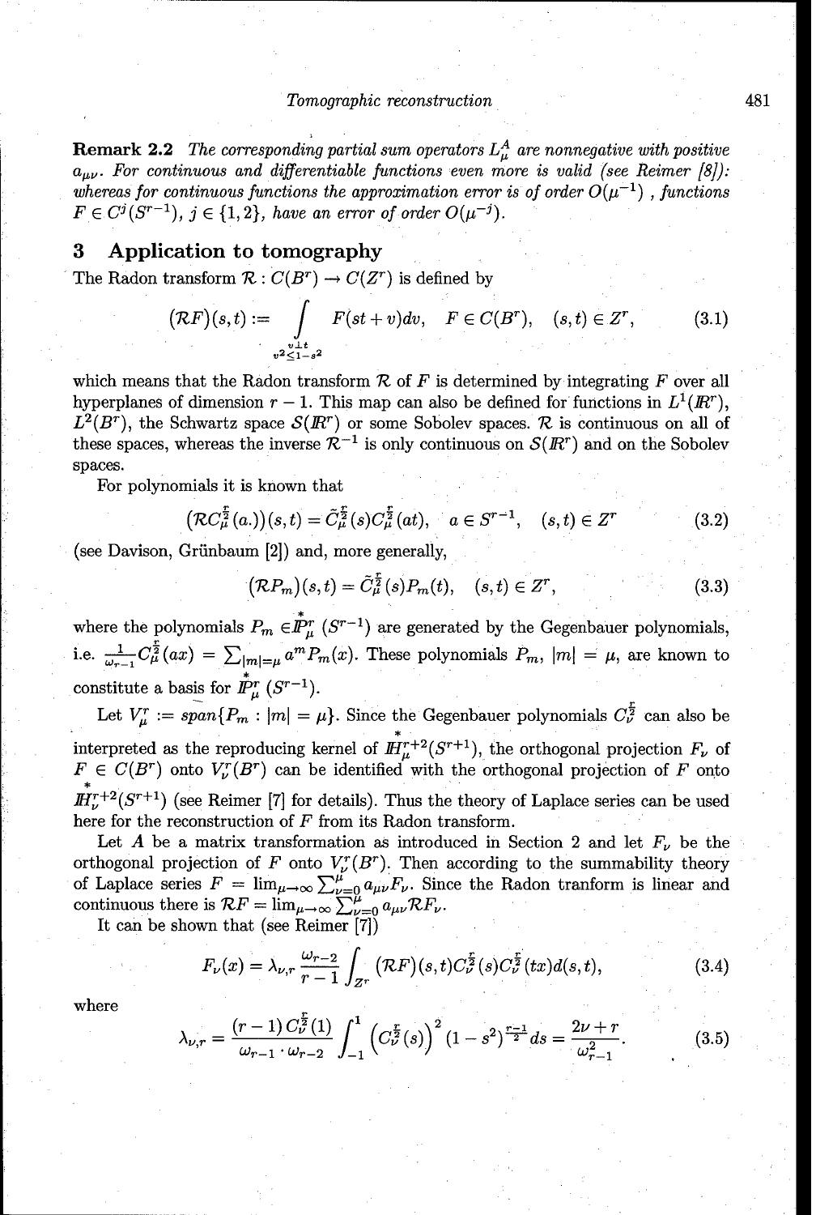**Remark 2.2** *The corresponding partial sum operators $L_\mu^A$ are nonnegative with positive $a_{\mu\nu}$. For continuous and differentiable functions even more is valid (see Reimer [8]): whereas for continuous functions the approximation error is of order $O(\mu^{-1})$ , functions $F \in C^j(S^{r-1})$, $j \in \{1, 2\}$, have an error of order $O(\mu^{-j})$.*

## 3 Application to tomography

The Radon transform $\mathcal{R} : C(B^r) \to C(Z^r)$ is defined by

$$(\mathcal{R}F)(s,t) := \int_{\substack{v \perp t \\ v^2 \leq 1-s^2}} F(st+v)dv, \quad F \in C(B^r), \quad (s,t) \in Z^r, \tag{3.1}$$

which means that the Radon transform $\mathcal{R}$ of $F$ is determined by integrating $F$ over all hyperplanes of dimension $r-1$. This map can also be defined for functions in $L^1(\mathbb{R}^r)$, $L^2(B^r)$, the Schwartz space $\mathcal{S}(\mathbb{R}^r)$ or some Sobolev spaces. $\mathcal{R}$ is continuous on all of these spaces, whereas the inverse $\mathcal{R}^{-1}$ is only continuous on $\mathcal{S}(\mathbb{R}^r)$ and on the Sobolev spaces.

For polynomials it is known that

$$\left(\mathcal{R}C_\mu^{\frac{r}{2}}(a.)\right)(s,t) = \tilde{C}_\mu^{\frac{r}{2}}(s)C_\mu^{\frac{r}{2}}(at), \quad a \in S^{r-1}, \quad (s,t) \in Z^r \tag{3.2}$$

(see Davison, Grünbaum [2]) and, more generally,

$$(\mathcal{R}P_m)(s,t) = \tilde{C}_\mu^{\frac{r}{2}}(s)P_m(t), \quad (s,t) \in Z^r, \tag{3.3}$$

where the polynomials $P_m \in \overset{*}{\mathbb{P}}{}_\mu^r(S^{r-1})$ are generated by the Gegenbauer polynomials, i.e. $\frac{1}{\omega_{r-1}}C_\mu^{\frac{r}{2}}(ax) = \sum_{|m|=\mu} a^m P_m(x)$. These polynomials $P_m$, $|m| = \mu$, are known to constitute a basis for $\overset{*}{\mathbb{P}}{}_\mu^r(S^{r-1})$.

Let $V_\mu^r := span\{P_m : |m| = \mu\}$. Since the Gegenbauer polynomials $C_\nu^{\frac{r}{2}}$ can also be interpreted as the reproducing kernel of $\overset{*}{\mathbb{H}}{}_\mu^{r+2}(S^{r+1})$, the orthogonal projection $F_\nu$ of $F \in C(B^r)$ onto $V_\nu^r(B^r)$ can be identified with the orthogonal projection of $F$ onto $\overset{*}{\mathbb{H}}{}_\nu^{r+2}(S^{r+1})$ (see Reimer [7] for details). Thus the theory of Laplace series can be used here for the reconstruction of $F$ from its Radon transform.

Let $A$ be a matrix transformation as introduced in Section 2 and let $F_\nu$ be the orthogonal projection of $F$ onto $V_\nu^r(B^r)$. Then according to the summability theory of Laplace series $F = \lim_{\mu\to\infty} \sum_{\nu=0}^{\mu} a_{\mu\nu}F_\nu$. Since the Radon tranform is linear and continuous there is $\mathcal{R}F = \lim_{\mu\to\infty} \sum_{\nu=0}^{\mu} a_{\mu\nu}\mathcal{R}F_\nu$.

It can be shown that (see Reimer [7])

$$F_\nu(x) = \lambda_{\nu,r}\frac{\omega_{r-2}}{r-1}\int_{Z^r}(\mathcal{R}F)(s,t)C_\nu^{\frac{r}{2}}(s)C_\nu^{\frac{r}{2}}(tx)d(s,t), \tag{3.4}$$

where

$$\lambda_{\nu,r} = \frac{(r-1)\,C_\nu^{\frac{r}{2}}(1)}{\omega_{r-1}\cdot\omega_{r-2}}\int_{-1}^{1}\left(C_\nu^{\frac{r}{2}}(s)\right)^2(1-s^2)^{\frac{r-1}{2}}ds = \frac{2\nu+r}{\omega_{r-1}^2}. \tag{3.5}$$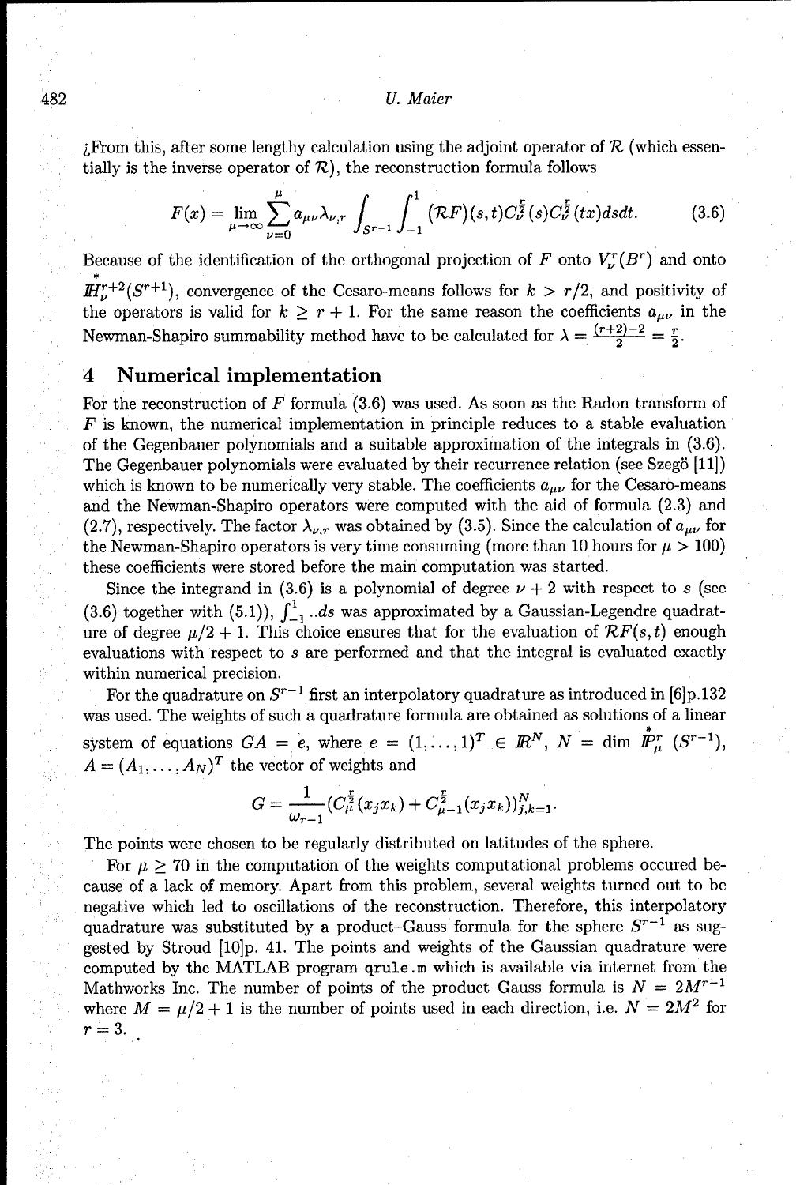¿From this, after some lengthy calculation using the adjoint operator of $\mathcal{R}$ (which essentially is the inverse operator of $\mathcal{R}$), the reconstruction formula follows

$$F(x) = \lim_{\mu\to\infty} \sum_{\nu=0}^{\mu} a_{\mu\nu}\lambda_{\nu,r} \int_{S^{r-1}} \int_{-1}^{1} (\mathcal{R}F)(s,t) C_{\nu}^{\frac{r}{2}}(s) C_{\nu}^{\frac{r}{2}}(tx) ds dt. \tag{3.6}$$

Because of the identification of the orthogonal projection of $F$ onto $V_{\nu}^{r}(B^{r})$ and onto $\overset{*}{I\!H}{}_{\nu}^{r+2}(S^{r+1})$, convergence of the Cesaro-means follows for $k > r/2$, and positivity of the operators is valid for $k \geq r+1$. For the same reason the coefficients $a_{\mu\nu}$ in the Newman-Shapiro summability method have to be calculated for $\lambda = \frac{(r+2)-2}{2} = \frac{r}{2}$.

## 4 Numerical implementation

For the reconstruction of $F$ formula (3.6) was used. As soon as the Radon transform of $F$ is known, the numerical implementation in principle reduces to a stable evaluation of the Gegenbauer polynomials and a suitable approximation of the integrals in (3.6). The Gegenbauer polynomials were evaluated by their recurrence relation (see Szegö [11]) which is known to be numerically very stable. The coefficients $a_{\mu\nu}$ for the Cesaro-means and the Newman-Shapiro operators were computed with the aid of formula (2.3) and (2.7), respectively. The factor $\lambda_{\nu,r}$ was obtained by (3.5). Since the calculation of $a_{\mu\nu}$ for the Newman-Shapiro operators is very time consuming (more than 10 hours for $\mu > 100$) these coefficients were stored before the main computation was started.

Since the integrand in (3.6) is a polynomial of degree $\nu + 2$ with respect to $s$ (see (3.6) together with (5.1)), $\int_{-1}^{1} ..ds$ was approximated by a Gaussian-Legendre quadrature of degree $\mu/2 + 1$. This choice ensures that for the evaluation of $\mathcal{R}F(s,t)$ enough evaluations with respect to $s$ are performed and that the integral is evaluated exactly within numerical precision.

For the quadrature on $S^{r-1}$ first an interpolatory quadrature as introduced in [6]p.132 was used. The weights of such a quadrature formula are obtained as solutions of a linear system of equations $GA = e$, where $e = (1, \ldots, 1)^{T} \in I\!R^{N}$, $N = \dim \overset{*}{I\!P}{}_{\mu}^{r}(S^{r-1})$, $A = (A_1, \ldots, A_N)^{T}$ the vector of weights and

$$G = \frac{1}{\omega_{r-1}} (C_{\mu}^{\frac{r}{2}}(x_j x_k) + C_{\mu-1}^{\frac{r}{2}}(x_j x_k))_{j,k=1}^{N}.$$

The points were chosen to be regularly distributed on latitudes of the sphere.

For $\mu \geq 70$ in the computation of the weights computational problems occured because of a lack of memory. Apart from this problem, several weights turned out to be negative which led to oscillations of the reconstruction. Therefore, this interpolatory quadrature was substituted by a product-Gauss formula for the sphere $S^{r-1}$ as suggested by Stroud [10]p. 41. The points and weights of the Gaussian quadrature were computed by the MATLAB program `qrule.m` which is available via internet from the Mathworks Inc. The number of points of the product Gauss formula is $N = 2M^{r-1}$ where $M = \mu/2 + 1$ is the number of points used in each direction, i.e. $N = 2M^2$ for $r = 3$.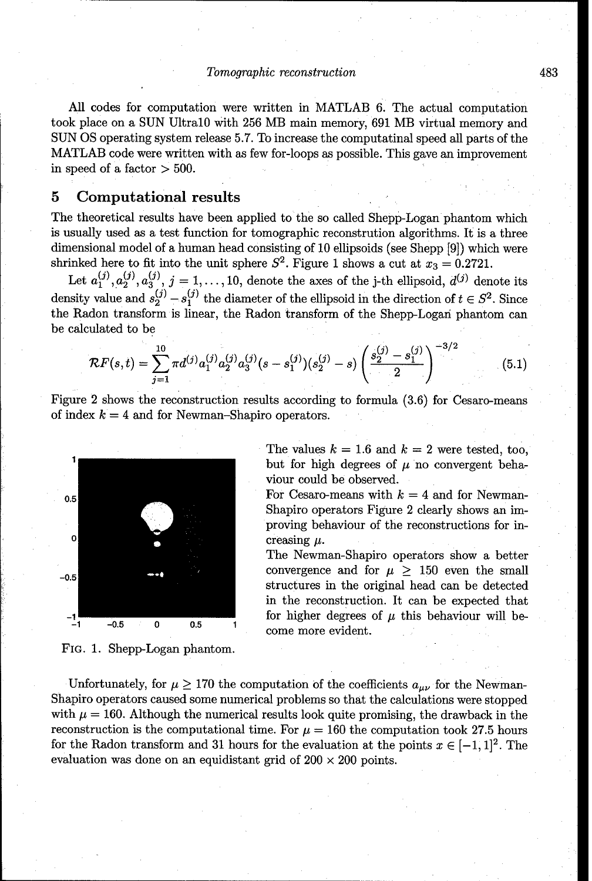All codes for computation were written in MATLAB 6. The actual computation took place on a SUN Ultra10 with 256 MB main memory, 691 MB virtual memory and SUN OS operating system release 5.7. To increase the computatinal speed all parts of the MATLAB code were written with as few for-loops as possible. This gave an improvement in speed of a factor $> 500$.

## 5 Computational results

The theoretical results have been applied to the so called Shepp-Logan phantom which is usually used as a test function for tomographic reconstrution algorithms. It is a three dimensional model of a human head consisting of 10 ellipsoids (see Shepp [9]) which were shrinked here to fit into the unit sphere $S^2$. Figure 1 shows a cut at $x_3 = 0.2721$.

Let $a_1^{(j)}, a_2^{(j)}, a_3^{(j)}$, $j = 1, \dots, 10$, denote the axes of the j-th ellipsoid, $d^{(j)}$ denote its density value and $s_2^{(j)} - s_1^{(j)}$ the diameter of the ellipsoid in the direction of $t \in S^2$. Since the Radon transform is linear, the Radon transform of the Shepp-Logan phantom can be calculated to be

$$\mathcal{R}F(s,t) = \sum_{j=1}^{10} \pi d^{(j)} a_1^{(j)} a_2^{(j)} a_3^{(j)} (s - s_1^{(j)})(s_2^{(j)} - s) \left( \frac{s_2^{(j)} - s_1^{(j)}}{2} \right)^{-3/2} \tag{5.1}$$

Figure 2 shows the reconstruction results according to formula (3.6) for Cesaro-means of index $k = 4$ and for Newman–Shapiro operators.

FIG. 1. Shepp-Logan phantom.

The values $k = 1.6$ and $k = 2$ were tested, too, but for high degrees of $\mu$ no convergent behaviour could be observed.

For Cesaro-means with $k = 4$ and for Newman-Shapiro operators Figure 2 clearly shows an improving behaviour of the reconstructions for increasing $\mu$.

The Newman-Shapiro operators show a better convergence and for $\mu \geq 150$ even the small structures in the original head can be detected in the reconstruction. It can be expected that for higher degrees of $\mu$ this behaviour will become more evident.

Unfortunately, for $\mu \geq 170$ the computation of the coefficients $a_{\mu\nu}$ for the Newman-Shapiro operators caused some numerical problems so that the calculations were stopped with $\mu = 160$. Although the numerical results look quite promising, the drawback in the reconstruction is the computational time. For $\mu = 160$ the computation took 27.5 hours for the Radon transform and 31 hours for the evaluation at the points $x \in [-1, 1]^2$. The evaluation was done on an equidistant grid of $200 \times 200$ points.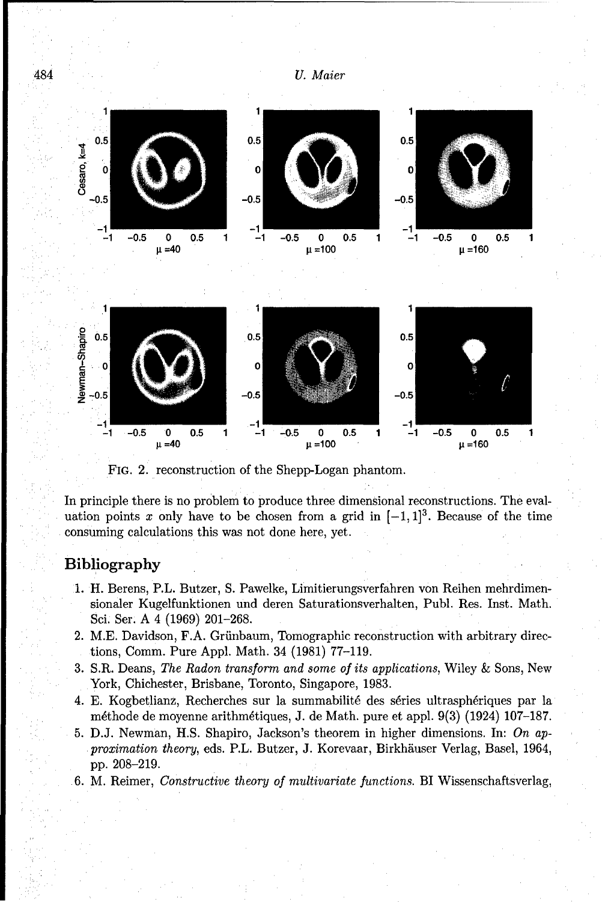FIG. 2. reconstruction of the Shepp-Logan phantom.

In principle there is no problem to produce three dimensional reconstructions. The evaluation points $x$ only have to be chosen from a grid in $[-1,1]^3$. Because of the time consuming calculations this was not done here, yet.

## Bibliography

1. H. Berens, P.L. Butzer, S. Pawelke, Limitierungsverfahren von Reihen mehrdimensionaler Kugelfunktionen und deren Saturationsverhalten, Publ. Res. Inst. Math. Sci. Ser. A 4 (1969) 201–268.
2. M.E. Davidson, F.A. Grünbaum, Tomographic reconstruction with arbitrary directions, Comm. Pure Appl. Math. 34 (1981) 77–119.
3. S.R. Deans, *The Radon transform and some of its applications*, Wiley & Sons, New York, Chichester, Brisbane, Toronto, Singapore, 1983.
4. E. Kogbetliantz, Recherches sur la summabilité des séries ultrasphériques par la méthode de moyenne arithmétiques, J. de Math. pure et appl. 9(3) (1924) 107–187.
5. D.J. Newman, H.S. Shapiro, Jackson's theorem in higher dimensions. In: *On approximation theory*, eds. P.L. Butzer, J. Korevaar, Birkhäuser Verlag, Basel, 1964, pp. 208–219.
6. M. Reimer, *Constructive theory of multivariate functions.* BI Wissenschaftsverlag,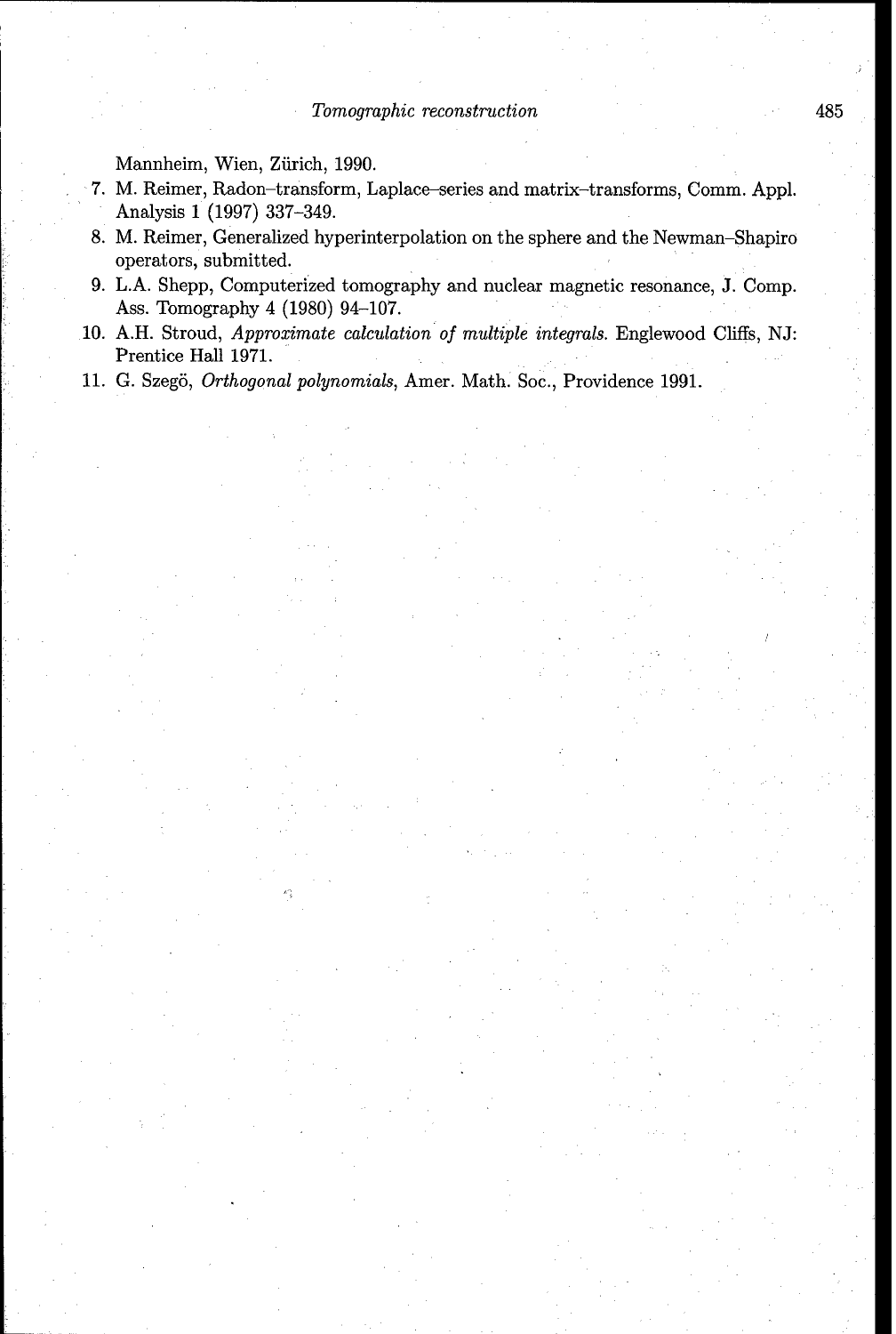Mannheim, Wien, Zürich, 1990.

7. M. Reimer, Radon–transform, Laplace–series and matrix–transforms, Comm. Appl. Analysis 1 (1997) 337–349.
8. M. Reimer, Generalized hyperinterpolation on the sphere and the Newman–Shapiro operators, submitted.
9. L.A. Shepp, Computerized tomography and nuclear magnetic resonance, J. Comp. Ass. Tomography 4 (1980) 94–107.
10. A.H. Stroud, *Approximate calculation of multiple integrals.* Englewood Cliffs, NJ: Prentice Hall 1971.
11. G. Szegö, *Orthogonal polynomials*, Amer. Math. Soc., Providence 1991.